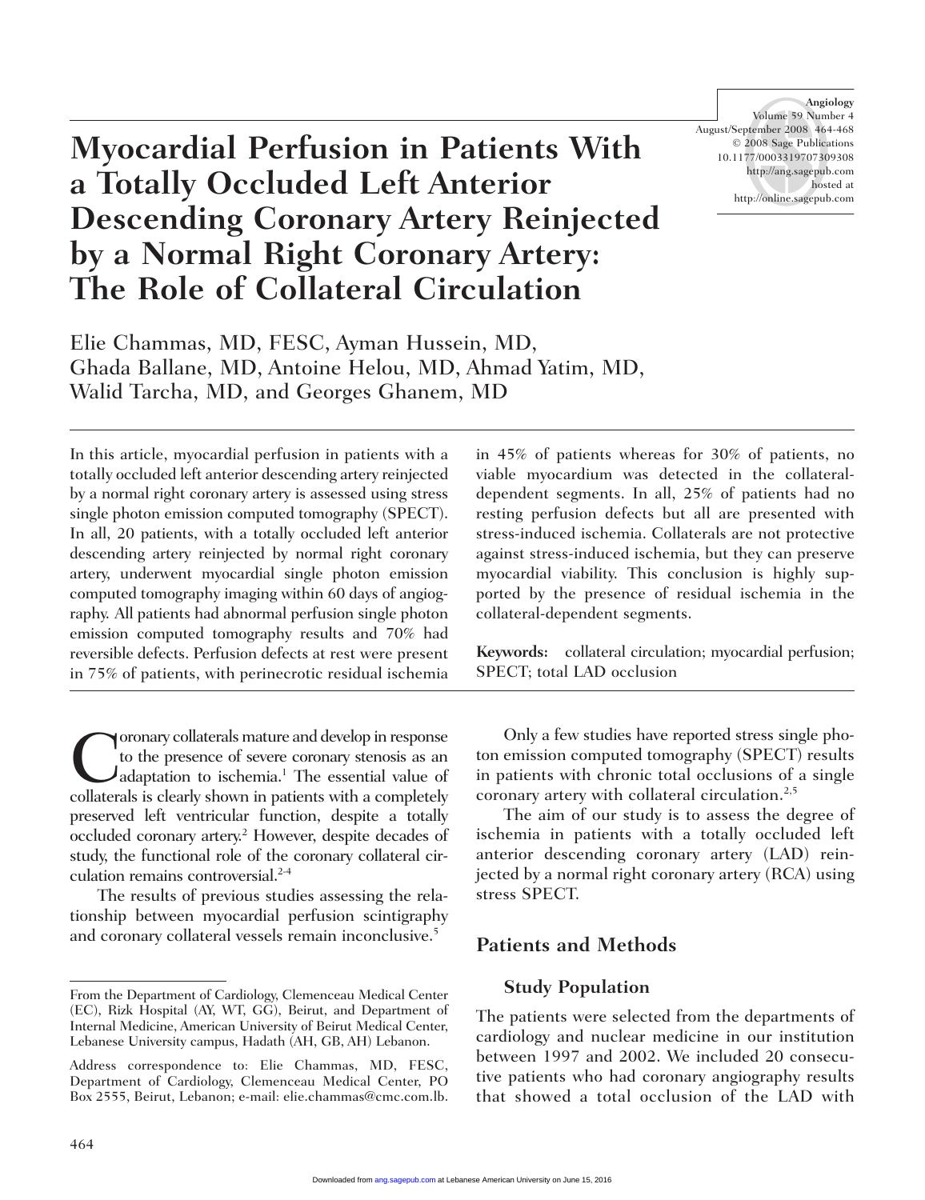# Myocardial Perfusion in Patients With a Totally Occluded Left Anterior Descending Coronary Artery Reinjected by a Normal Right Coronary Artery: The Role of Collateral Circulation

Elie Chammas, MD, FESC, Ayman Hussein, MD, Ghada Ballane, MD, Antoine Helou, MD, Ahmad Yatim, MD, Walid Tarcha, MD, and Georges Ghanem, MD

In this article, myocardial perfusion in patients with a totally occluded left anterior descending artery reinjected by a normal right coronary artery is assessed using stress single photon emission computed tomography (SPECT). In all, 20 patients, with a totally occluded left anterior descending artery reinjected by normal right coronary artery, underwent myocardial single photon emission computed tomography imaging within 60 days of angiography. All patients had abnormal perfusion single photon emission computed tomography results and 70% had reversible defects. Perfusion defects at rest were present in 75% of patients, with perinecrotic residual ischemia in 45% of patients whereas for 30% of patients, no viable myocardium was detected in the collateral-dependent segments. In all, 25% of patients had no resting perfusion defects but all are presented with stress-induced ischemia. Collaterals are not protective against stress-induced ischemia, but they can preserve myocardial viability. This conclusion is highly supported by the presence of residual ischemia in the collateral-dependent segments.

**Keywords:** collateral circulation; myocardial perfusion; SPECT; total LAD occlusion

Coronary collaterals mature and develop in response to the presence of severe coronary stenosis as an adaptation to ischemia.[1] The essential value of collaterals is clearly shown in patients with a completely preserved left ventricular function, despite a totally occluded coronary artery.[2] However, despite decades of study, the functional role of the coronary collateral circulation remains controversial.[2-4]

The results of previous studies assessing the relationship between myocardial perfusion scintigraphy and coronary collateral vessels remain inconclusive.[5]

Only a few studies have reported stress single photon emission computed tomography (SPECT) results in patients with chronic total occlusions of a single coronary artery with collateral circulation.[2,5]

The aim of our study is to assess the degree of ischemia in patients with a totally occluded left anterior descending coronary artery (LAD) reinjected by a normal right coronary artery (RCA) using stress SPECT.

## Patients and Methods

### Study Population

The patients were selected from the departments of cardiology and nuclear medicine in our institution between 1997 and 2002. We included 20 consecutive patients who had coronary angiography results that showed a total occlusion of the LAD with

From the Department of Cardiology, Clemenceau Medical Center (EC), Rizk Hospital (AY, WT, GG), Beirut, and Department of Internal Medicine, American University of Beirut Medical Center, Lebanese University campus, Hadath (AH, GB, AH) Lebanon.

Address correspondence to: Elie Chammas, MD, FESC, Department of Cardiology, Clemenceau Medical Center, PO Box 2555, Beirut, Lebanon; e-mail: elie.chammas@cmc.com.lb.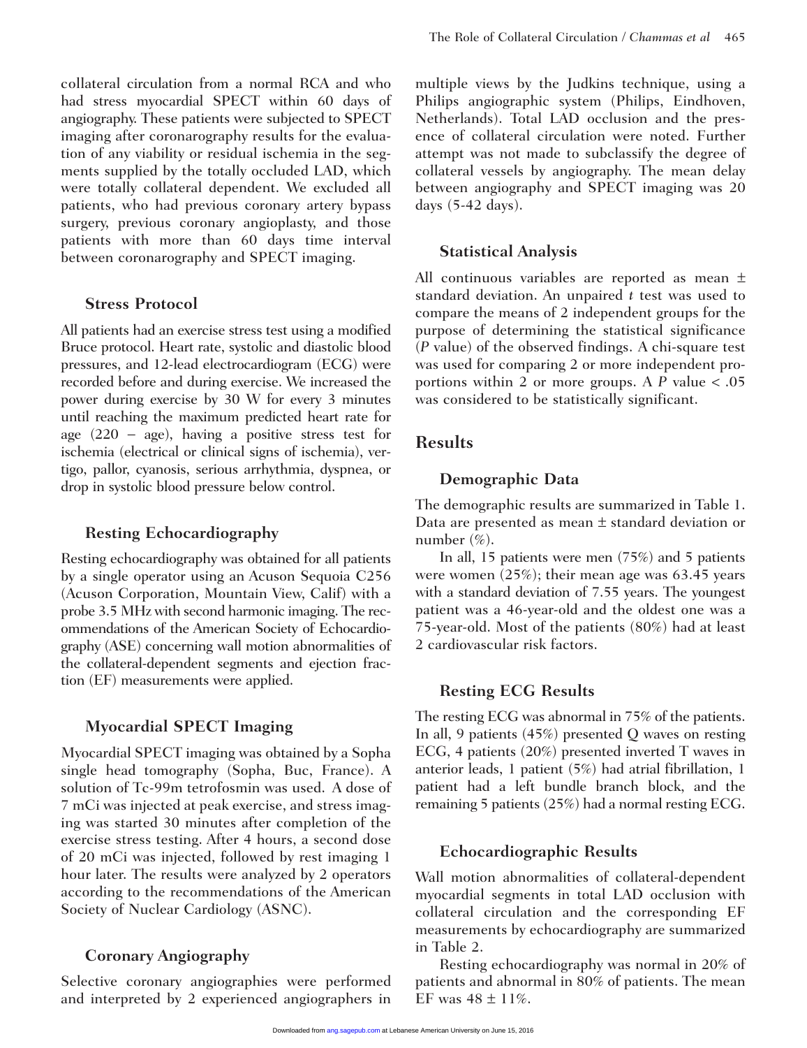collateral circulation from a normal RCA and who had stress myocardial SPECT within 60 days of angiography. These patients were subjected to SPECT imaging after coronarography results for the evaluation of any viability or residual ischemia in the segments supplied by the totally occluded LAD, which were totally collateral dependent. We excluded all patients, who had previous coronary artery bypass surgery, previous coronary angioplasty, and those patients with more than 60 days time interval between coronarography and SPECT imaging.

### Stress Protocol

All patients had an exercise stress test using a modified Bruce protocol. Heart rate, systolic and diastolic blood pressures, and 12-lead electrocardiogram (ECG) were recorded before and during exercise. We increased the power during exercise by 30 W for every 3 minutes until reaching the maximum predicted heart rate for age (220 − age), having a positive stress test for ischemia (electrical or clinical signs of ischemia), vertigo, pallor, cyanosis, serious arrhythmia, dyspnea, or drop in systolic blood pressure below control.

### Resting Echocardiography

Resting echocardiography was obtained for all patients by a single operator using an Acuson Sequoia C256 (Acuson Corporation, Mountain View, Calif) with a probe 3.5 MHz with second harmonic imaging. The recommendations of the American Society of Echocardiography (ASE) concerning wall motion abnormalities of the collateral-dependent segments and ejection fraction (EF) measurements were applied.

### Myocardial SPECT Imaging

Myocardial SPECT imaging was obtained by a Sopha single head tomography (Sopha, Buc, France). A solution of Tc-99m tetrofosmin was used. A dose of 7 mCi was injected at peak exercise, and stress imaging was started 30 minutes after completion of the exercise stress testing. After 4 hours, a second dose of 20 mCi was injected, followed by rest imaging 1 hour later. The results were analyzed by 2 operators according to the recommendations of the American Society of Nuclear Cardiology (ASNC).

### Coronary Angiography

Selective coronary angiographies were performed and interpreted by 2 experienced angiographers in multiple views by the Judkins technique, using a Philips angiographic system (Philips, Eindhoven, Netherlands). Total LAD occlusion and the presence of collateral circulation were noted. Further attempt was not made to subclassify the degree of collateral vessels by angiography. The mean delay between angiography and SPECT imaging was 20 days (5-42 days).

### Statistical Analysis

All continuous variables are reported as mean ± standard deviation. An unpaired *t* test was used to compare the means of 2 independent groups for the purpose of determining the statistical significance (*P* value) of the observed findings. A chi-square test was used for comparing 2 or more independent proportions within 2 or more groups. A $P$ value $< .05$ was considered to be statistically significant.

## Results

### Demographic Data

The demographic results are summarized in Table 1. Data are presented as mean ± standard deviation or number (%).

In all, 15 patients were men (75%) and 5 patients were women (25%); their mean age was 63.45 years with a standard deviation of 7.55 years. The youngest patient was a 46-year-old and the oldest one was a 75-year-old. Most of the patients (80%) had at least 2 cardiovascular risk factors.

### Resting ECG Results

The resting ECG was abnormal in 75% of the patients. In all, 9 patients (45%) presented Q waves on resting ECG, 4 patients (20%) presented inverted T waves in anterior leads, 1 patient (5%) had atrial fibrillation, 1 patient had a left bundle branch block, and the remaining 5 patients (25%) had a normal resting ECG.

### Echocardiographic Results

Wall motion abnormalities of collateral-dependent myocardial segments in total LAD occlusion with collateral circulation and the corresponding EF measurements by echocardiography are summarized in Table 2.

Resting echocardiography was normal in 20% of patients and abnormal in 80% of patients. The mean EF was 48 ± 11%.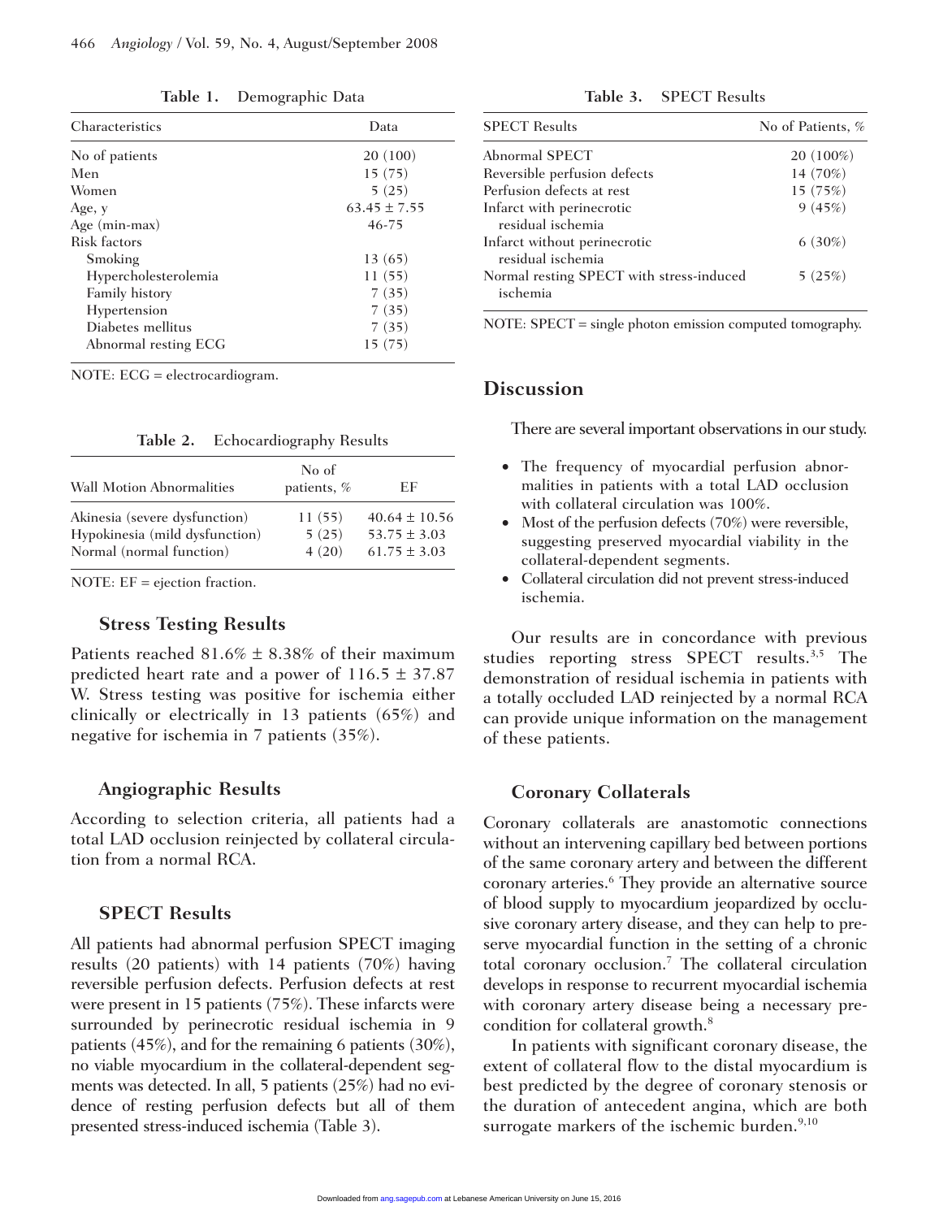**Table 1.** Demographic Data

| Characteristics | Data |
|---|---|
| No of patients | 20 (100) |
| Men | 15 (75) |
| Women | 5 (25) |
| Age, y | 63.45 ± 7.55 |
| Age (min-max) | 46-75 |
| Risk factors | |
| Smoking | 13 (65) |
| Hypercholesterolemia | 11 (55) |
| Family history | 7 (35) |
| Hypertension | 7 (35) |
| Diabetes mellitus | 7 (35) |
| Abnormal resting ECG | 15 (75) |

NOTE: ECG = electrocardiogram.

**Table 2.** Echocardiography Results

| Wall Motion Abnormalities | No of patients, % | EF |
|---|---|---|
| Akinesia (severe dysfunction) | 11 (55) | 40.64 ± 10.56 |
| Hypokinesia (mild dysfunction) | 5 (25) | 53.75 ± 3.03 |
| Normal (normal function) | 4 (20) | 61.75 ± 3.03 |

NOTE: EF = ejection fraction.

### Stress Testing Results

Patients reached 81.6% ± 8.38% of their maximum predicted heart rate and a power of 116.5 ± 37.87 W. Stress testing was positive for ischemia either clinically or electrically in 13 patients (65%) and negative for ischemia in 7 patients (35%).

### Angiographic Results

According to selection criteria, all patients had a total LAD occlusion reinjected by collateral circulation from a normal RCA.

### SPECT Results

All patients had abnormal perfusion SPECT imaging results (20 patients) with 14 patients (70%) having reversible perfusion defects. Perfusion defects at rest were present in 15 patients (75%). These infarcts were surrounded by perinecrotic residual ischemia in 9 patients (45%), and for the remaining 6 patients (30%), no viable myocardium in the collateral-dependent segments was detected. In all, 5 patients (25%) had no evidence of resting perfusion defects but all of them presented stress-induced ischemia (Table 3).

**Table 3.** SPECT Results

| SPECT Results | No of Patients, % |
|---|---|
| Abnormal SPECT | 20 (100%) |
| Reversible perfusion defects | 14 (70%) |
| Perfusion defects at rest | 15 (75%) |
| Infarct with perinecrotic residual ischemia | 9 (45%) |
| Infarct without perinecrotic residual ischemia | 6 (30%) |
| Normal resting SPECT with stress-induced ischemia | 5 (25%) |

NOTE: SPECT = single photon emission computed tomography.

## Discussion

There are several important observations in our study.

- The frequency of myocardial perfusion abnormalities in patients with a total LAD occlusion with collateral circulation was 100%.
- Most of the perfusion defects (70%) were reversible, suggesting preserved myocardial viability in the collateral-dependent segments.
- Collateral circulation did not prevent stress-induced ischemia.

Our results are in concordance with previous studies reporting stress SPECT results.[3,5] The demonstration of residual ischemia in patients with a totally occluded LAD reinjected by a normal RCA can provide unique information on the management of these patients.

### Coronary Collaterals

Coronary collaterals are anastomotic connections without an intervening capillary bed between portions of the same coronary artery and between the different coronary arteries.[6] They provide an alternative source of blood supply to myocardium jeopardized by occlusive coronary artery disease, and they can help to preserve myocardial function in the setting of a chronic total coronary occlusion.[7] The collateral circulation develops in response to recurrent myocardial ischemia with coronary artery disease being a necessary precondition for collateral growth.[8]

In patients with significant coronary disease, the extent of collateral flow to the distal myocardium is best predicted by the degree of coronary stenosis or the duration of antecedent angina, which are both surrogate markers of the ischemic burden.[9,10]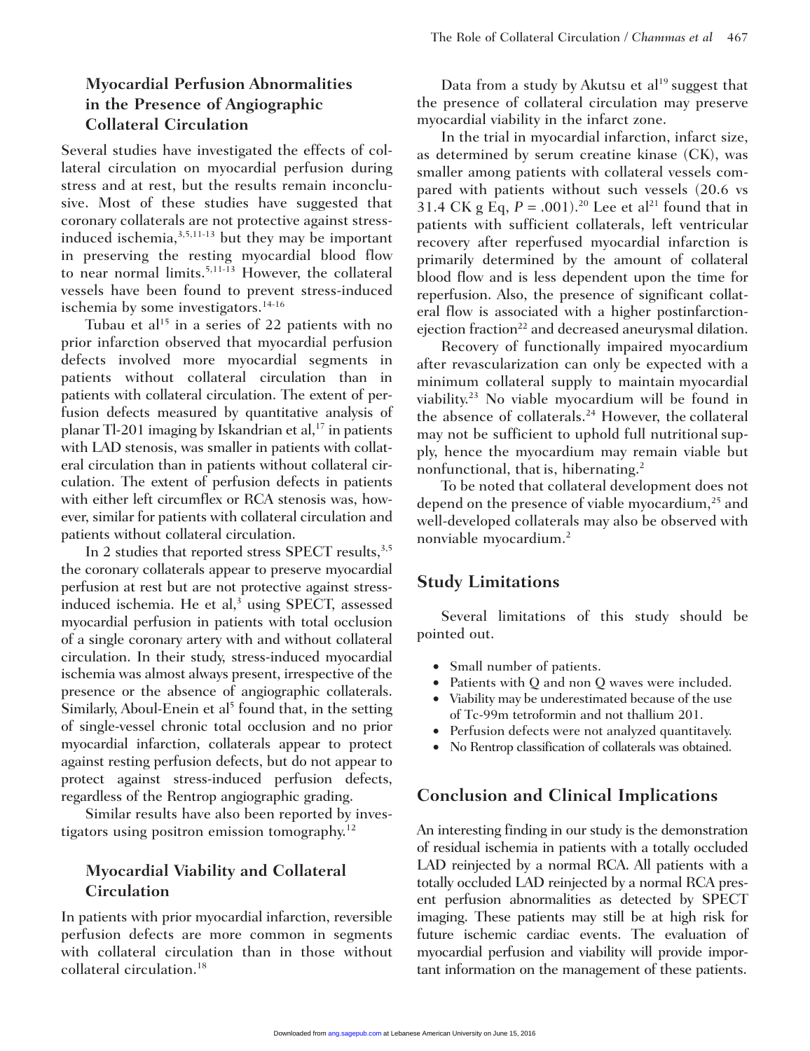## Myocardial Perfusion Abnormalities in the Presence of Angiographic Collateral Circulation

Several studies have investigated the effects of collateral circulation on myocardial perfusion during stress and at rest, but the results remain inconclusive. Most of these studies have suggested that coronary collaterals are not protective against stress-induced ischemia,[3,5,11-13] but they may be important in preserving the resting myocardial blood flow to near normal limits.[5,11-13] However, the collateral vessels have been found to prevent stress-induced ischemia by some investigators.[14-16]

Tubau et al[15] in a series of 22 patients with no prior infarction observed that myocardial perfusion defects involved more myocardial segments in patients without collateral circulation than in patients with collateral circulation. The extent of perfusion defects measured by quantitative analysis of planar Tl-201 imaging by Iskandrian et al,[17] in patients with LAD stenosis, was smaller in patients with collateral circulation than in patients without collateral circulation. The extent of perfusion defects in patients with either left circumflex or RCA stenosis was, however, similar for patients with collateral circulation and patients without collateral circulation.

In 2 studies that reported stress SPECT results,[3,5] the coronary collaterals appear to preserve myocardial perfusion at rest but are not protective against stress-induced ischemia. He et al,[3] using SPECT, assessed myocardial perfusion in patients with total occlusion of a single coronary artery with and without collateral circulation. In their study, stress-induced myocardial ischemia was almost always present, irrespective of the presence or the absence of angiographic collaterals. Similarly, Aboul-Enein et al[5] found that, in the setting of single-vessel chronic total occlusion and no prior myocardial infarction, collaterals appear to protect against resting perfusion defects, but do not appear to protect against stress-induced perfusion defects, regardless of the Rentrop angiographic grading.

Similar results have also been reported by investigators using positron emission tomography.[12]

## Myocardial Viability and Collateral Circulation

In patients with prior myocardial infarction, reversible perfusion defects are more common in segments with collateral circulation than in those without collateral circulation.[18]

Data from a study by Akutsu et al[19] suggest that the presence of collateral circulation may preserve myocardial viability in the infarct zone.

In the trial in myocardial infarction, infarct size, as determined by serum creatine kinase (CK), was smaller among patients with collateral vessels compared with patients without such vessels (20.6 vs 31.4 CK g Eq, $P = .001$).[20] Lee et al[21] found that in patients with sufficient collaterals, left ventricular recovery after reperfused myocardial infarction is primarily determined by the amount of collateral blood flow and is less dependent upon the time for reperfusion. Also, the presence of significant collateral flow is associated with a higher postinfarction-ejection fraction[22] and decreased aneurysmal dilation.

Recovery of functionally impaired myocardium after revascularization can only be expected with a minimum collateral supply to maintain myocardial viability.[23] No viable myocardium will be found in the absence of collaterals.[24] However, the collateral may not be sufficient to uphold full nutritional supply, hence the myocardium may remain viable but nonfunctional, that is, hibernating.[2]

To be noted that collateral development does not depend on the presence of viable myocardium,[25] and well-developed collaterals may also be observed with nonviable myocardium.[2]

## Study Limitations

Several limitations of this study should be pointed out.

- Small number of patients.
- Patients with Q and non Q waves were included.
- Viability may be underestimated because of the use of Tc-99m tetroformin and not thallium 201.
- Perfusion defects were not analyzed quantitavely.
- No Rentrop classification of collaterals was obtained.

## Conclusion and Clinical Implications

An interesting finding in our study is the demonstration of residual ischemia in patients with a totally occluded LAD reinjected by a normal RCA. All patients with a totally occluded LAD reinjected by a normal RCA present perfusion abnormalities as detected by SPECT imaging. These patients may still be at high risk for future ischemic cardiac events. The evaluation of myocardial perfusion and viability will provide important information on the management of these patients.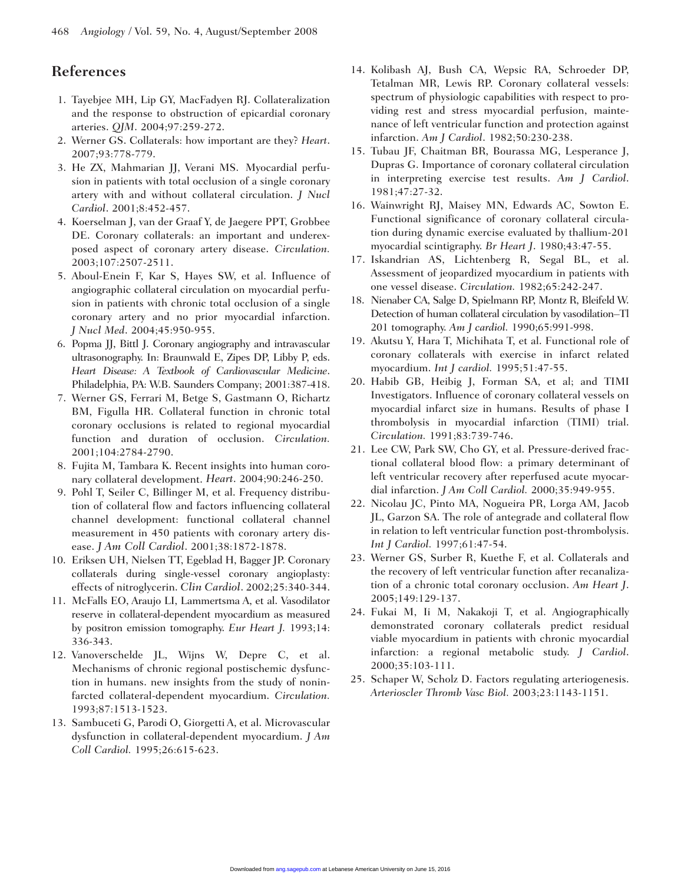## References

1. Tayebjee MH, Lip GY, MacFadyen RJ. Collateralization and the response to obstruction of epicardial coronary arteries. *QJM*. 2004;97:259-272.
2. Werner GS. Collaterals: how important are they? *Heart*. 2007;93:778-779.
3. He ZX, Mahmarian JJ, Verani MS. Myocardial perfusion in patients with total occlusion of a single coronary artery with and without collateral circulation. *J Nucl Cardiol*. 2001;8:452-457.
4. Koerselman J, van der Graaf Y, de Jaegere PPT, Grobbee DE. Coronary collaterals: an important and underexposed aspect of coronary artery disease. *Circulation.* 2003;107:2507-2511.
5. Aboul-Enein F, Kar S, Hayes SW, et al. Influence of angiographic collateral circulation on myocardial perfusion in patients with chronic total occlusion of a single coronary artery and no prior myocardial infarction. *J Nucl Med*. 2004;45:950-955.
6. Popma JJ, Bittl J. Coronary angiography and intravascular ultrasonography. In: Braunwald E, Zipes DP, Libby P, eds. *Heart Disease: A Textbook of Cardiovascular Medicine*. Philadelphia, PA: W.B. Saunders Company; 2001:387-418.
7. Werner GS, Ferrari M, Betge S, Gastmann O, Richartz BM, Figulla HR. Collateral function in chronic total coronary occlusions is related to regional myocardial function and duration of occlusion. *Circulation.* 2001;104:2784-2790.
8. Fujita M, Tambara K. Recent insights into human coronary collateral development. *Heart*. 2004;90:246-250.
9. Pohl T, Seiler C, Billinger M, et al. Frequency distribution of collateral flow and factors influencing collateral channel development: functional collateral channel measurement in 450 patients with coronary artery disease. *J Am Coll Cardiol*. 2001;38:1872-1878.
10. Eriksen UH, Nielsen TT, Egeblad H, Bagger JP. Coronary collaterals during single-vessel coronary angioplasty: effects of nitroglycerin. *Clin Cardiol*. 2002;25:340-344.
11. McFalls EO, Araujo LI, Lammertsma A, et al. Vasodilator reserve in collateral-dependent myocardium as measured by positron emission tomography. *Eur Heart J.* 1993;14:336-343.
12. Vanoverschelde JL, Wijns W, Depre C, et al. Mechanisms of chronic regional postischemic dysfunction in humans. new insights from the study of noninfarcted collateral-dependent myocardium. *Circulation.* 1993;87:1513-1523.
13. Sambuceti G, Parodi O, Giorgetti A, et al. Microvascular dysfunction in collateral-dependent myocardium. *J Am Coll Cardiol.* 1995;26:615-623.
14. Kolibash AJ, Bush CA, Wepsic RA, Schroeder DP, Tetalman MR, Lewis RP. Coronary collateral vessels: spectrum of physiologic capabilities with respect to providing rest and stress myocardial perfusion, maintenance of left ventricular function and protection against infarction. *Am J Cardiol*. 1982;50:230-238.
15. Tubau JF, Chaitman BR, Bourassa MG, Lesperance J, Dupras G. Importance of coronary collateral circulation in interpreting exercise test results. *Am J Cardiol*. 1981;47:27-32.
16. Wainwright RJ, Maisey MN, Edwards AC, Sowton E. Functional significance of coronary collateral circulation during dynamic exercise evaluated by thallium-201 myocardial scintigraphy. *Br Heart J*. 1980;43:47-55.
17. Iskandrian AS, Lichtenberg R, Segal BL, et al. Assessment of jeopardized myocardium in patients with one vessel disease. *Circulation.* 1982;65:242-247.
18. Nienaber CA, Salge D, Spielmann RP, Montz R, Bleifeld W. Detection of human collateral circulation by vasodilation–Tl 201 tomography. *Am J cardiol.* 1990;65:991-998.
19. Akutsu Y, Hara T, Michihata T, et al. Functional role of coronary collaterals with exercise in infarct related myocardium. *Int J cardiol.* 1995;51:47-55.
20. Habib GB, Heibig J, Forman SA, et al; and TIMI Investigators. Influence of coronary collateral vessels on myocardial infarct size in humans. Results of phase I thrombolysis in myocardial infarction (TIMI) trial. *Circulation.* 1991;83:739-746.
21. Lee CW, Park SW, Cho GY, et al. Pressure-derived fractional collateral blood flow: a primary determinant of left ventricular recovery after reperfused acute myocardial infarction. *J Am Coll Cardiol.* 2000;35:949-955.
22. Nicolau JC, Pinto MA, Nogueira PR, Lorga AM, Jacob JL, Garzon SA. The role of antegrade and collateral flow in relation to left ventricular function post-thrombolysis. *Int J Cardiol.* 1997;61:47-54.
23. Werner GS, Surber R, Kuethe F, et al. Collaterals and the recovery of left ventricular function after recanalization of a chronic total coronary occlusion. *Am Heart J*. 2005;149:129-137.
24. Fukai M, Ii M, Nakakoji T, et al. Angiographically demonstrated coronary collaterals predict residual viable myocardium in patients with chronic myocardial infarction: a regional metabolic study. *J Cardiol*. 2000;35:103-111.
25. Schaper W, Scholz D. Factors regulating arteriogenesis. *Arterioscler Thromb Vasc Biol.* 2003;23:1143-1151.